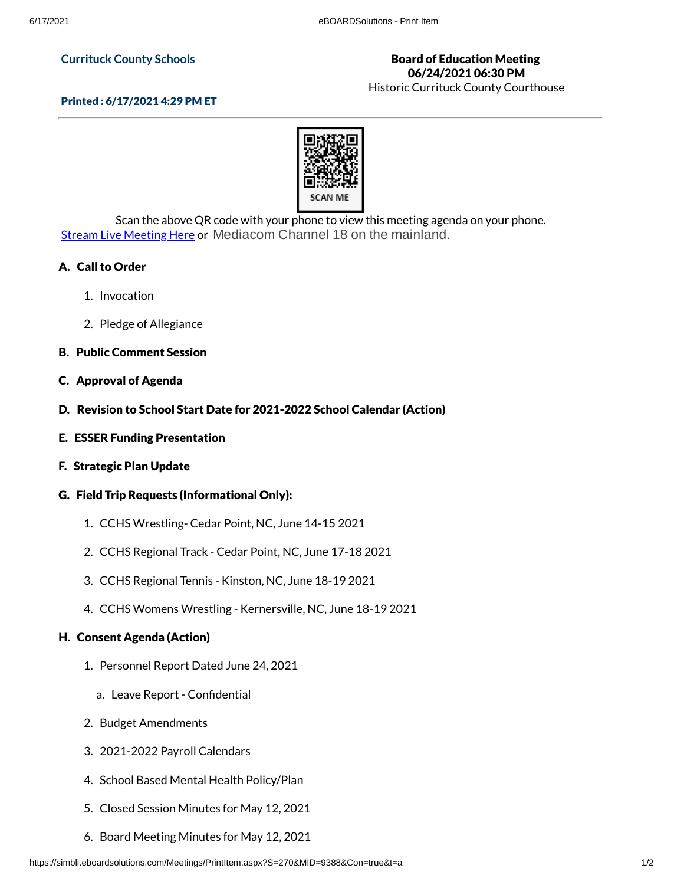**Currituck County Schools**

**Printed : 6/17/2021 4:29 PM ET**

**Board of Education Meeting**
**06/24/2021 06:30 PM**
Historic Currituck County Courthouse

SCAN ME

Scan the above QR code with your phone to view this meeting agenda on your phone.

Stream Live Meeting Here or Mediacom Channel 18 on the mainland.

**A. Call to Order**

1. Invocation
2. Pledge of Allegiance

**B. Public Comment Session**

**C. Approval of Agenda**

**D. Revision to School Start Date for 2021-2022 School Calendar (Action)**

**E. ESSER Funding Presentation**

**F. Strategic Plan Update**

**G. Field Trip Requests (Informational Only):**

1. CCHS Wrestling- Cedar Point, NC, June 14-15 2021
2. CCHS Regional Track - Cedar Point, NC, June 17-18 2021
3. CCHS Regional Tennis - Kinston, NC, June 18-19 2021
4. CCHS Womens Wrestling - Kernersville, NC, June 18-19 2021

**H. Consent Agenda (Action)**

1. Personnel Report Dated June 24, 2021
   a. Leave Report - Confidential
2. Budget Amendments
3. 2021-2022 Payroll Calendars
4. School Based Mental Health Policy/Plan
5. Closed Session Minutes for May 12, 2021
6. Board Meeting Minutes for May 12, 2021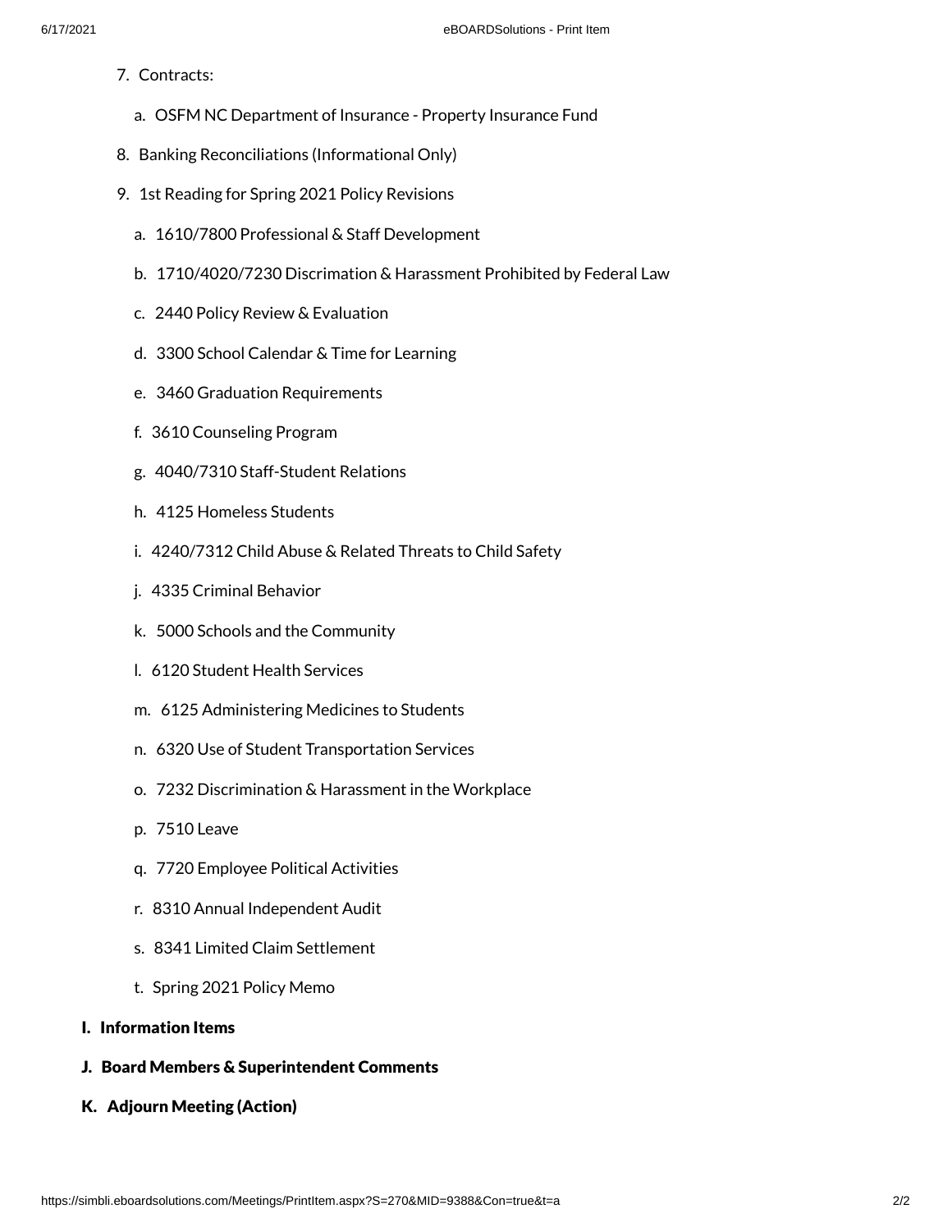7. Contracts:
   a. OSFM NC Department of Insurance - Property Insurance Fund
8. Banking Reconciliations (Informational Only)
9. 1st Reading for Spring 2021 Policy Revisions
   a. 1610/7800 Professional & Staff Development
   b. 1710/4020/7230 Discrimation & Harassment Prohibited by Federal Law
   c. 2440 Policy Review & Evaluation
   d. 3300 School Calendar & Time for Learning
   e. 3460 Graduation Requirements
   f. 3610 Counseling Program
   g. 4040/7310 Staff-Student Relations
   h. 4125 Homeless Students
   i. 4240/7312 Child Abuse & Related Threats to Child Safety
   j. 4335 Criminal Behavior
   k. 5000 Schools and the Community
   l. 6120 Student Health Services
   m. 6125 Administering Medicines to Students
   n. 6320 Use of Student Transportation Services
   o. 7232 Discrimination & Harassment in the Workplace
   p. 7510 Leave
   q. 7720 Employee Political Activities
   r. 8310 Annual Independent Audit
   s. 8341 Limited Claim Settlement
   t. Spring 2021 Policy Memo

**I. Information Items**

**J. Board Members & Superintendent Comments**

**K. Adjourn Meeting (Action)**